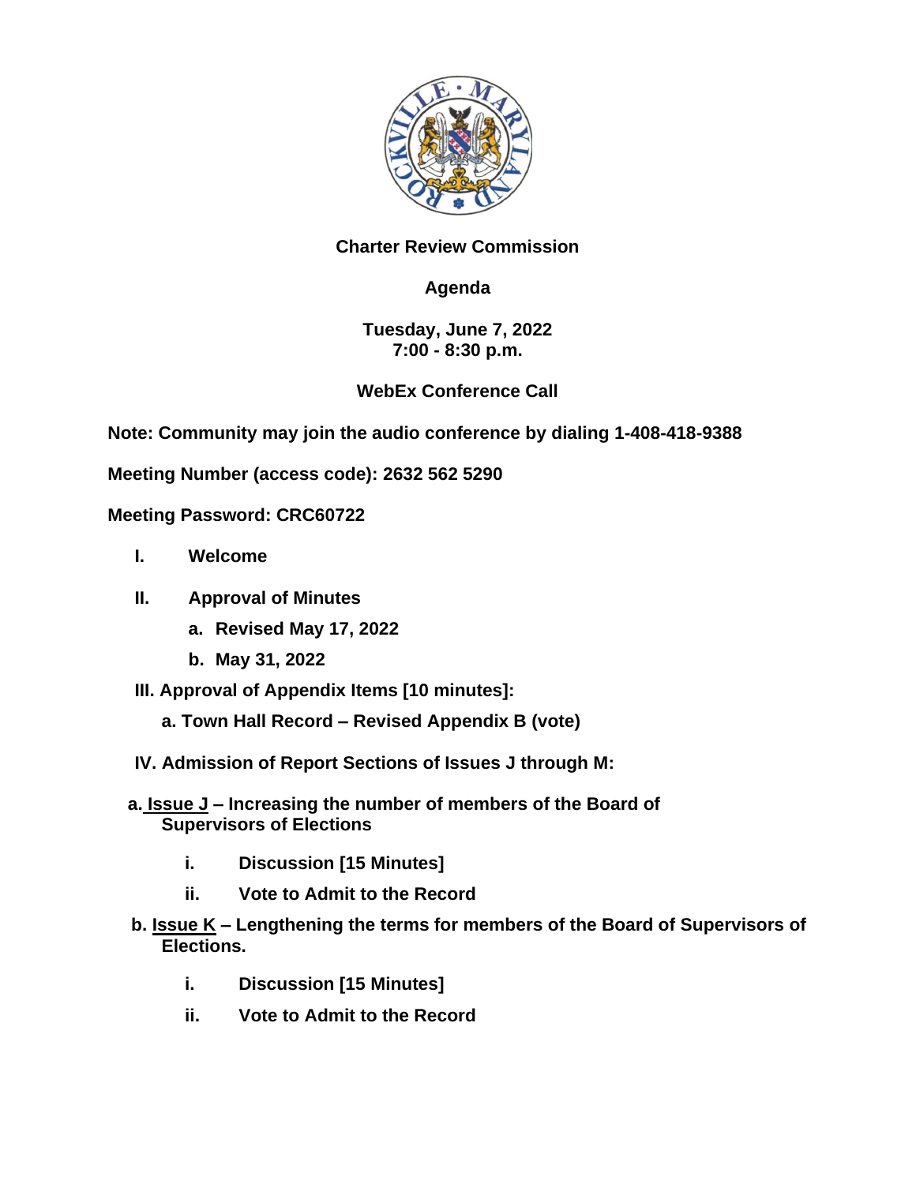**Charter Review Commission**

**Agenda**

**Tuesday, June 7, 2022**
**7:00 - 8:30 p.m.**

**WebEx Conference Call**

**Note: Community may join the audio conference by dialing 1-408-418-9388**

**Meeting Number (access code): 2632 562 5290**

**Meeting Password: CRC60722**

I. **Welcome**

II. **Approval of Minutes**
   a. **Revised May 17, 2022**
   b. **May 31, 2022**

III. **Approval of Appendix Items [10 minutes]:**
   a. **Town Hall Record – Revised Appendix B (vote)**

IV. **Admission of Report Sections of Issues J through M:**

   a. **Issue J – Increasing the number of members of the Board of Supervisors of Elections**
      i. **Discussion [15 Minutes]**
      ii. **Vote to Admit to the Record**

   b. **Issue K – Lengthening the terms for members of the Board of Supervisors of Elections.**
      i. **Discussion [15 Minutes]**
      ii. **Vote to Admit to the Record**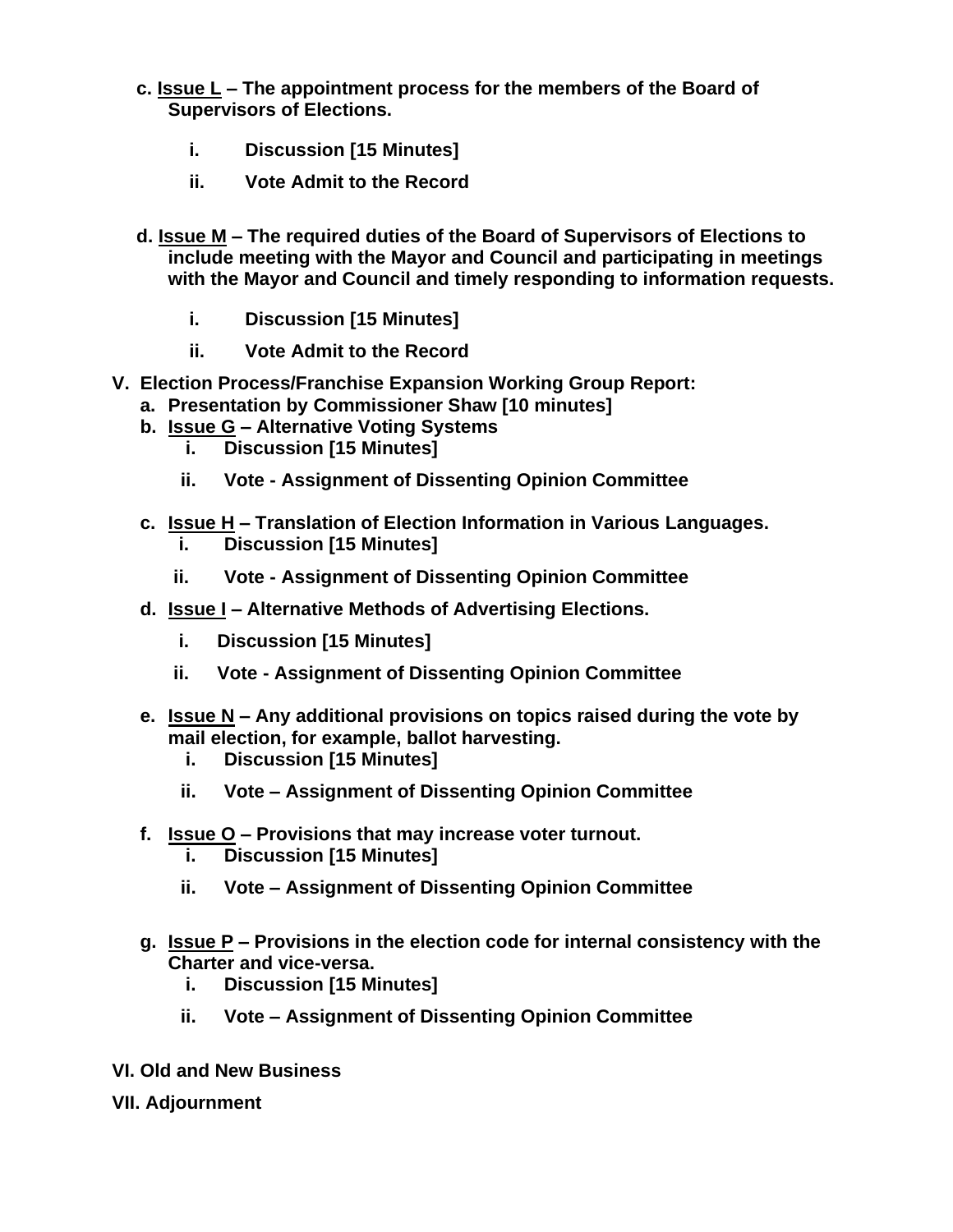c. **Issue L – The appointment process for the members of the Board of Supervisors of Elections.**

   i. **Discussion [15 Minutes]**

   ii. **Vote Admit to the Record**

d. **Issue M – The required duties of the Board of Supervisors of Elections to include meeting with the Mayor and Council and participating in meetings with the Mayor and Council and timely responding to information requests.**

   i. **Discussion [15 Minutes]**

   ii. **Vote Admit to the Record**

**V. Election Process/Franchise Expansion Working Group Report:**

a. **Presentation by Commissioner Shaw [10 minutes]**

b. **Issue G – Alternative Voting Systems**

   i. **Discussion [15 Minutes]**

   ii. **Vote - Assignment of Dissenting Opinion Committee**

c. **Issue H – Translation of Election Information in Various Languages.**

   i. **Discussion [15 Minutes]**

   ii. **Vote - Assignment of Dissenting Opinion Committee**

d. **Issue I – Alternative Methods of Advertising Elections.**

   i. **Discussion [15 Minutes]**

   ii. **Vote - Assignment of Dissenting Opinion Committee**

e. **Issue N – Any additional provisions on topics raised during the vote by mail election, for example, ballot harvesting.**

   i. **Discussion [15 Minutes]**

   ii. **Vote – Assignment of Dissenting Opinion Committee**

f. **Issue O – Provisions that may increase voter turnout.**

   i. **Discussion [15 Minutes]**

   ii. **Vote – Assignment of Dissenting Opinion Committee**

g. **Issue P – Provisions in the election code for internal consistency with the Charter and vice-versa.**

   i. **Discussion [15 Minutes]**

   ii. **Vote – Assignment of Dissenting Opinion Committee**

**VI. Old and New Business**

**VII. Adjournment**